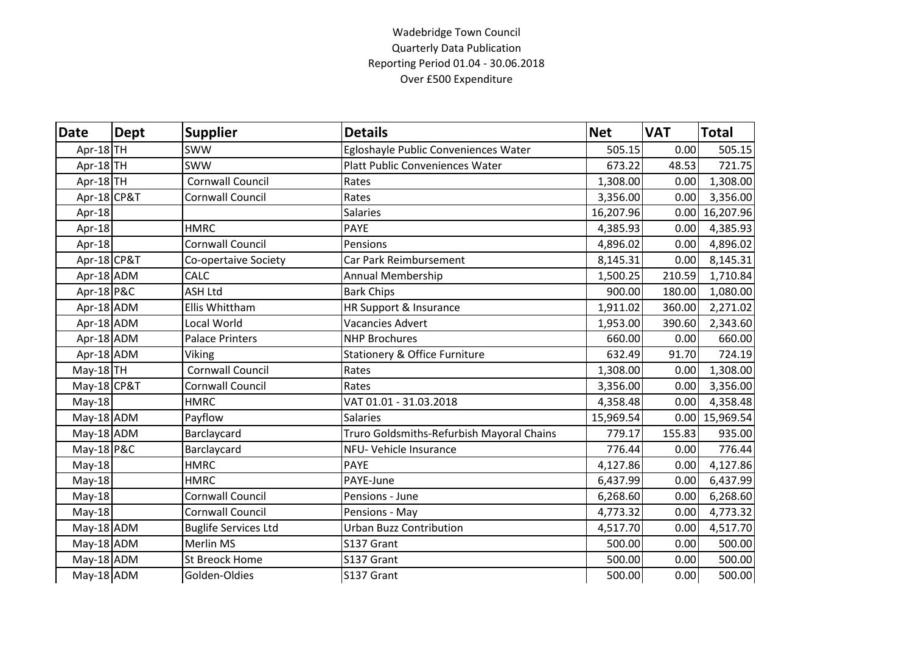Wadebridge Town Council
Quarterly Data Publication
Reporting Period 01.04 - 30.06.2018
Over £500 Expenditure

| Date | Dept | Supplier | Details | Net | VAT | Total |
|---|---|---|---|---|---|---|
| Apr-18 | TH | SWW | Egloshayle Public Conveniences Water | 505.15 | 0.00 | 505.15 |
| Apr-18 | TH | SWW | Platt Public Conveniences Water | 673.22 | 48.53 | 721.75 |
| Apr-18 | TH | Cornwall Council | Rates | 1,308.00 | 0.00 | 1,308.00 |
| Apr-18 | CP&T | Cornwall Council | Rates | 3,356.00 | 0.00 | 3,356.00 |
| Apr-18 | | | Salaries | 16,207.96 | 0.00 | 16,207.96 |
| Apr-18 | | HMRC | PAYE | 4,385.93 | 0.00 | 4,385.93 |
| Apr-18 | | Cornwall Council | Pensions | 4,896.02 | 0.00 | 4,896.02 |
| Apr-18 | CP&T | Co-opertaive Society | Car Park Reimbursement | 8,145.31 | 0.00 | 8,145.31 |
| Apr-18 | ADM | CALC | Annual Membership | 1,500.25 | 210.59 | 1,710.84 |
| Apr-18 | P&C | ASH Ltd | Bark Chips | 900.00 | 180.00 | 1,080.00 |
| Apr-18 | ADM | Ellis Whittham | HR Support & Insurance | 1,911.02 | 360.00 | 2,271.02 |
| Apr-18 | ADM | Local World | Vacancies Advert | 1,953.00 | 390.60 | 2,343.60 |
| Apr-18 | ADM | Palace Printers | NHP Brochures | 660.00 | 0.00 | 660.00 |
| Apr-18 | ADM | Viking | Stationery & Office Furniture | 632.49 | 91.70 | 724.19 |
| May-18 | TH | Cornwall Council | Rates | 1,308.00 | 0.00 | 1,308.00 |
| May-18 | CP&T | Cornwall Council | Rates | 3,356.00 | 0.00 | 3,356.00 |
| May-18 | | HMRC | VAT 01.01 - 31.03.2018 | 4,358.48 | 0.00 | 4,358.48 |
| May-18 | ADM | Payflow | Salaries | 15,969.54 | 0.00 | 15,969.54 |
| May-18 | ADM | Barclaycard | Truro Goldsmiths-Refurbish Mayoral Chains | 779.17 | 155.83 | 935.00 |
| May-18 | P&C | Barclaycard | NFU- Vehicle Insurance | 776.44 | 0.00 | 776.44 |
| May-18 | | HMRC | PAYE | 4,127.86 | 0.00 | 4,127.86 |
| May-18 | | HMRC | PAYE-June | 6,437.99 | 0.00 | 6,437.99 |
| May-18 | | Cornwall Council | Pensions - June | 6,268.60 | 0.00 | 6,268.60 |
| May-18 | | Cornwall Council | Pensions - May | 4,773.32 | 0.00 | 4,773.32 |
| May-18 | ADM | Buglife Services Ltd | Urban Buzz Contribution | 4,517.70 | 0.00 | 4,517.70 |
| May-18 | ADM | Merlin MS | S137 Grant | 500.00 | 0.00 | 500.00 |
| May-18 | ADM | St Breock Home | S137 Grant | 500.00 | 0.00 | 500.00 |
| May-18 | ADM | Golden-Oldies | S137 Grant | 500.00 | 0.00 | 500.00 |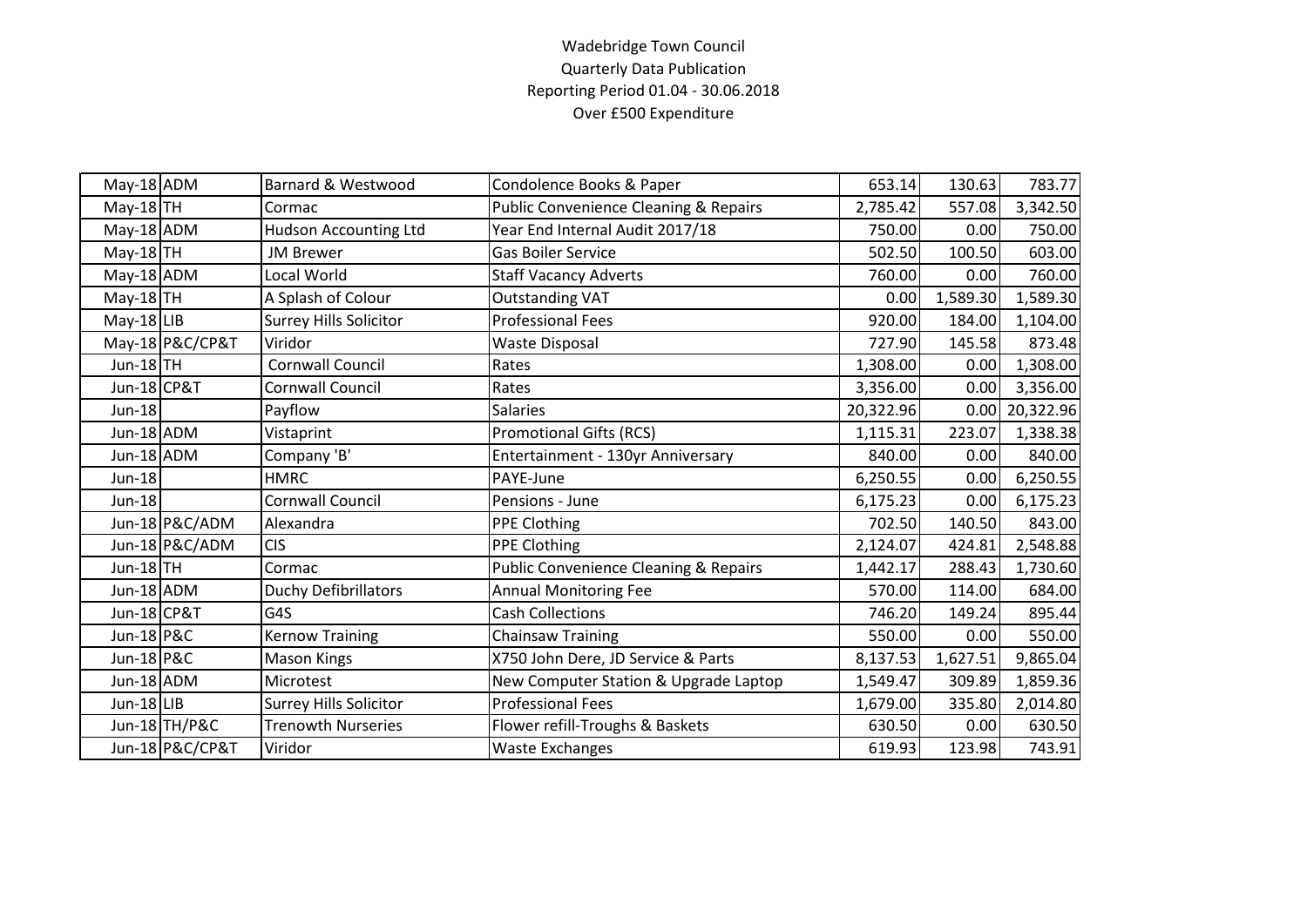Wadebridge Town Council
Quarterly Data Publication
Reporting Period 01.04 - 30.06.2018
Over £500 Expenditure

| | | | | | | |
|---|---|---|---|---|---|---|
| May-18 | ADM | Barnard & Westwood | Condolence Books & Paper | 653.14 | 130.63 | 783.77 |
| May-18 | TH | Cormac | Public Convenience Cleaning & Repairs | 2,785.42 | 557.08 | 3,342.50 |
| May-18 | ADM | Hudson Accounting Ltd | Year End Internal Audit 2017/18 | 750.00 | 0.00 | 750.00 |
| May-18 | TH | JM Brewer | Gas Boiler Service | 502.50 | 100.50 | 603.00 |
| May-18 | ADM | Local World | Staff Vacancy Adverts | 760.00 | 0.00 | 760.00 |
| May-18 | TH | A Splash of Colour | Outstanding VAT | 0.00 | 1,589.30 | 1,589.30 |
| May-18 | LIB | Surrey Hills Solicitor | Professional Fees | 920.00 | 184.00 | 1,104.00 |
| May-18 | P&C/CP&T | Viridor | Waste Disposal | 727.90 | 145.58 | 873.48 |
| Jun-18 | TH | Cornwall Council | Rates | 1,308.00 | 0.00 | 1,308.00 |
| Jun-18 | CP&T | Cornwall Council | Rates | 3,356.00 | 0.00 | 3,356.00 |
| Jun-18 | | Payflow | Salaries | 20,322.96 | 0.00 | 20,322.96 |
| Jun-18 | ADM | Vistaprint | Promotional Gifts (RCS) | 1,115.31 | 223.07 | 1,338.38 |
| Jun-18 | ADM | Company 'B' | Entertainment - 130yr Anniversary | 840.00 | 0.00 | 840.00 |
| Jun-18 | | HMRC | PAYE-June | 6,250.55 | 0.00 | 6,250.55 |
| Jun-18 | | Cornwall Council | Pensions - June | 6,175.23 | 0.00 | 6,175.23 |
| Jun-18 | P&C/ADM | Alexandra | PPE Clothing | 702.50 | 140.50 | 843.00 |
| Jun-18 | P&C/ADM | CIS | PPE Clothing | 2,124.07 | 424.81 | 2,548.88 |
| Jun-18 | TH | Cormac | Public Convenience Cleaning & Repairs | 1,442.17 | 288.43 | 1,730.60 |
| Jun-18 | ADM | Duchy Defibrillators | Annual Monitoring Fee | 570.00 | 114.00 | 684.00 |
| Jun-18 | CP&T | G4S | Cash Collections | 746.20 | 149.24 | 895.44 |
| Jun-18 | P&C | Kernow Training | Chainsaw Training | 550.00 | 0.00 | 550.00 |
| Jun-18 | P&C | Mason Kings | X750 John Dere, JD Service & Parts | 8,137.53 | 1,627.51 | 9,865.04 |
| Jun-18 | ADM | Microtest | New Computer Station & Upgrade Laptop | 1,549.47 | 309.89 | 1,859.36 |
| Jun-18 | LIB | Surrey Hills Solicitor | Professional Fees | 1,679.00 | 335.80 | 2,014.80 |
| Jun-18 | TH/P&C | Trenowth Nurseries | Flower refill-Troughs & Baskets | 630.50 | 0.00 | 630.50 |
| Jun-18 | P&C/CP&T | Viridor | Waste Exchanges | 619.93 | 123.98 | 743.91 |